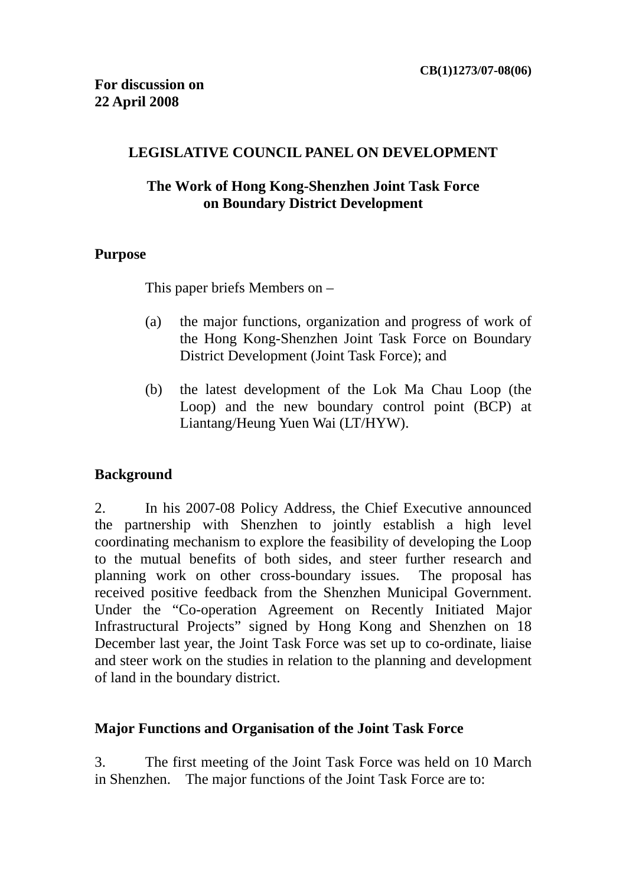CB(1)1273/07-08(06)

**For discussion on**
**22 April 2008**

# LEGISLATIVE COUNCIL PANEL ON DEVELOPMENT

## The Work of Hong Kong-Shenzhen Joint Task Force on Boundary District Development

### Purpose

This paper briefs Members on –

(a) the major functions, organization and progress of work of the Hong Kong-Shenzhen Joint Task Force on Boundary District Development (Joint Task Force); and

(b) the latest development of the Lok Ma Chau Loop (the Loop) and the new boundary control point (BCP) at Liantang/Heung Yuen Wai (LT/HYW).

### Background

2. In his 2007-08 Policy Address, the Chief Executive announced the partnership with Shenzhen to jointly establish a high level coordinating mechanism to explore the feasibility of developing the Loop to the mutual benefits of both sides, and steer further research and planning work on other cross-boundary issues. The proposal has received positive feedback from the Shenzhen Municipal Government. Under the "Co-operation Agreement on Recently Initiated Major Infrastructural Projects" signed by Hong Kong and Shenzhen on 18 December last year, the Joint Task Force was set up to co-ordinate, liaise and steer work on the studies in relation to the planning and development of land in the boundary district.

### Major Functions and Organisation of the Joint Task Force

3. The first meeting of the Joint Task Force was held on 10 March in Shenzhen. The major functions of the Joint Task Force are to: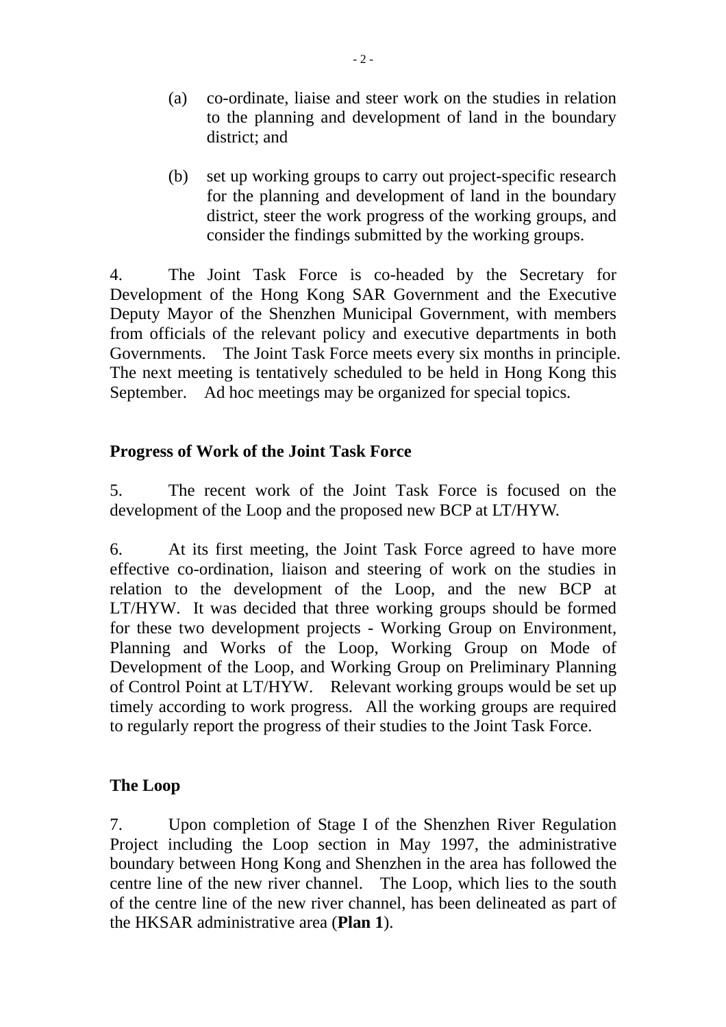(a) co-ordinate, liaise and steer work on the studies in relation to the planning and development of land in the boundary district; and

(b) set up working groups to carry out project-specific research for the planning and development of land in the boundary district, steer the work progress of the working groups, and consider the findings submitted by the working groups.

4. The Joint Task Force is co-headed by the Secretary for Development of the Hong Kong SAR Government and the Executive Deputy Mayor of the Shenzhen Municipal Government, with members from officials of the relevant policy and executive departments in both Governments. The Joint Task Force meets every six months in principle. The next meeting is tentatively scheduled to be held in Hong Kong this September. Ad hoc meetings may be organized for special topics.

**Progress of Work of the Joint Task Force**

5. The recent work of the Joint Task Force is focused on the development of the Loop and the proposed new BCP at LT/HYW.

6. At its first meeting, the Joint Task Force agreed to have more effective co-ordination, liaison and steering of work on the studies in relation to the development of the Loop, and the new BCP at LT/HYW. It was decided that three working groups should be formed for these two development projects - Working Group on Environment, Planning and Works of the Loop, Working Group on Mode of Development of the Loop, and Working Group on Preliminary Planning of Control Point at LT/HYW. Relevant working groups would be set up timely according to work progress. All the working groups are required to regularly report the progress of their studies to the Joint Task Force.

**The Loop**

7. Upon completion of Stage I of the Shenzhen River Regulation Project including the Loop section in May 1997, the administrative boundary between Hong Kong and Shenzhen in the area has followed the centre line of the new river channel. The Loop, which lies to the south of the centre line of the new river channel, has been delineated as part of the HKSAR administrative area (**Plan 1**).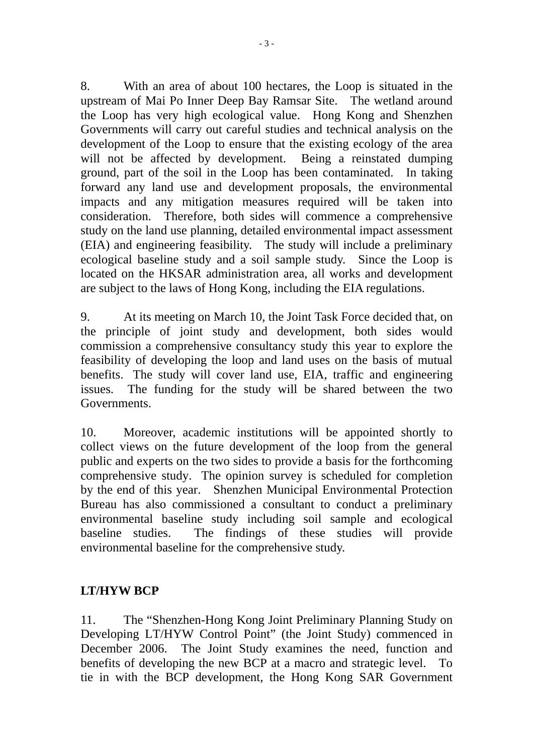8. With an area of about 100 hectares, the Loop is situated in the upstream of Mai Po Inner Deep Bay Ramsar Site. The wetland around the Loop has very high ecological value. Hong Kong and Shenzhen Governments will carry out careful studies and technical analysis on the development of the Loop to ensure that the existing ecology of the area will not be affected by development. Being a reinstated dumping ground, part of the soil in the Loop has been contaminated. In taking forward any land use and development proposals, the environmental impacts and any mitigation measures required will be taken into consideration. Therefore, both sides will commence a comprehensive study on the land use planning, detailed environmental impact assessment (EIA) and engineering feasibility. The study will include a preliminary ecological baseline study and a soil sample study. Since the Loop is located on the HKSAR administration area, all works and development are subject to the laws of Hong Kong, including the EIA regulations.

9. At its meeting on March 10, the Joint Task Force decided that, on the principle of joint study and development, both sides would commission a comprehensive consultancy study this year to explore the feasibility of developing the loop and land uses on the basis of mutual benefits. The study will cover land use, EIA, traffic and engineering issues. The funding for the study will be shared between the two Governments.

10. Moreover, academic institutions will be appointed shortly to collect views on the future development of the loop from the general public and experts on the two sides to provide a basis for the forthcoming comprehensive study. The opinion survey is scheduled for completion by the end of this year. Shenzhen Municipal Environmental Protection Bureau has also commissioned a consultant to conduct a preliminary environmental baseline study including soil sample and ecological baseline studies. The findings of these studies will provide environmental baseline for the comprehensive study.

**LT/HYW BCP**

11. The "Shenzhen-Hong Kong Joint Preliminary Planning Study on Developing LT/HYW Control Point" (the Joint Study) commenced in December 2006. The Joint Study examines the need, function and benefits of developing the new BCP at a macro and strategic level. To tie in with the BCP development, the Hong Kong SAR Government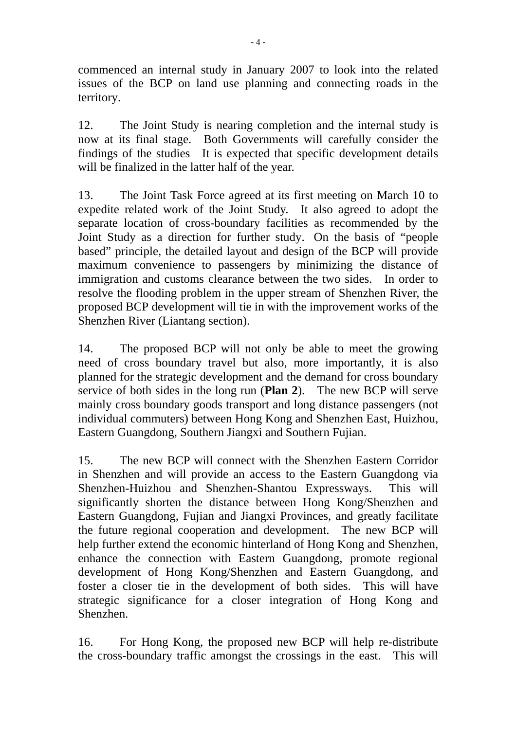commenced an internal study in January 2007 to look into the related issues of the BCP on land use planning and connecting roads in the territory.

12. The Joint Study is nearing completion and the internal study is now at its final stage. Both Governments will carefully consider the findings of the studies It is expected that specific development details will be finalized in the latter half of the year.

13. The Joint Task Force agreed at its first meeting on March 10 to expedite related work of the Joint Study. It also agreed to adopt the separate location of cross-boundary facilities as recommended by the Joint Study as a direction for further study. On the basis of "people based" principle, the detailed layout and design of the BCP will provide maximum convenience to passengers by minimizing the distance of immigration and customs clearance between the two sides. In order to resolve the flooding problem in the upper stream of Shenzhen River, the proposed BCP development will tie in with the improvement works of the Shenzhen River (Liantang section).

14. The proposed BCP will not only be able to meet the growing need of cross boundary travel but also, more importantly, it is also planned for the strategic development and the demand for cross boundary service of both sides in the long run (**Plan 2**). The new BCP will serve mainly cross boundary goods transport and long distance passengers (not individual commuters) between Hong Kong and Shenzhen East, Huizhou, Eastern Guangdong, Southern Jiangxi and Southern Fujian.

15. The new BCP will connect with the Shenzhen Eastern Corridor in Shenzhen and will provide an access to the Eastern Guangdong via Shenzhen-Huizhou and Shenzhen-Shantou Expressways. This will significantly shorten the distance between Hong Kong/Shenzhen and Eastern Guangdong, Fujian and Jiangxi Provinces, and greatly facilitate the future regional cooperation and development. The new BCP will help further extend the economic hinterland of Hong Kong and Shenzhen, enhance the connection with Eastern Guangdong, promote regional development of Hong Kong/Shenzhen and Eastern Guangdong, and foster a closer tie in the development of both sides. This will have strategic significance for a closer integration of Hong Kong and Shenzhen.

16. For Hong Kong, the proposed new BCP will help re-distribute the cross-boundary traffic amongst the crossings in the east. This will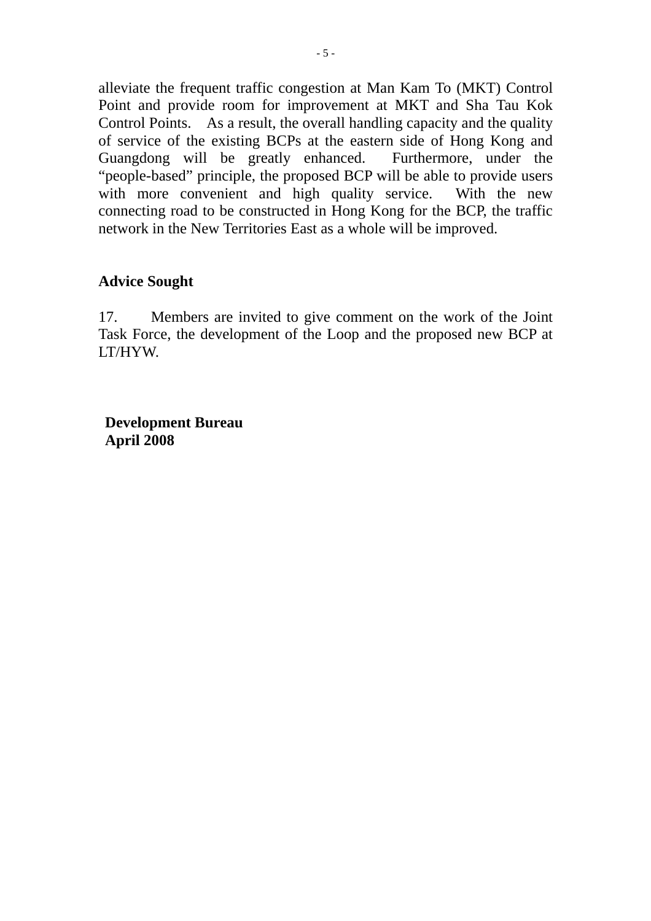alleviate the frequent traffic congestion at Man Kam To (MKT) Control Point and provide room for improvement at MKT and Sha Tau Kok Control Points. As a result, the overall handling capacity and the quality of service of the existing BCPs at the eastern side of Hong Kong and Guangdong will be greatly enhanced. Furthermore, under the "people-based" principle, the proposed BCP will be able to provide users with more convenient and high quality service. With the new connecting road to be constructed in Hong Kong for the BCP, the traffic network in the New Territories East as a whole will be improved.

**Advice Sought**

17. Members are invited to give comment on the work of the Joint Task Force, the development of the Loop and the proposed new BCP at LT/HYW.

**Development Bureau**
**April 2008**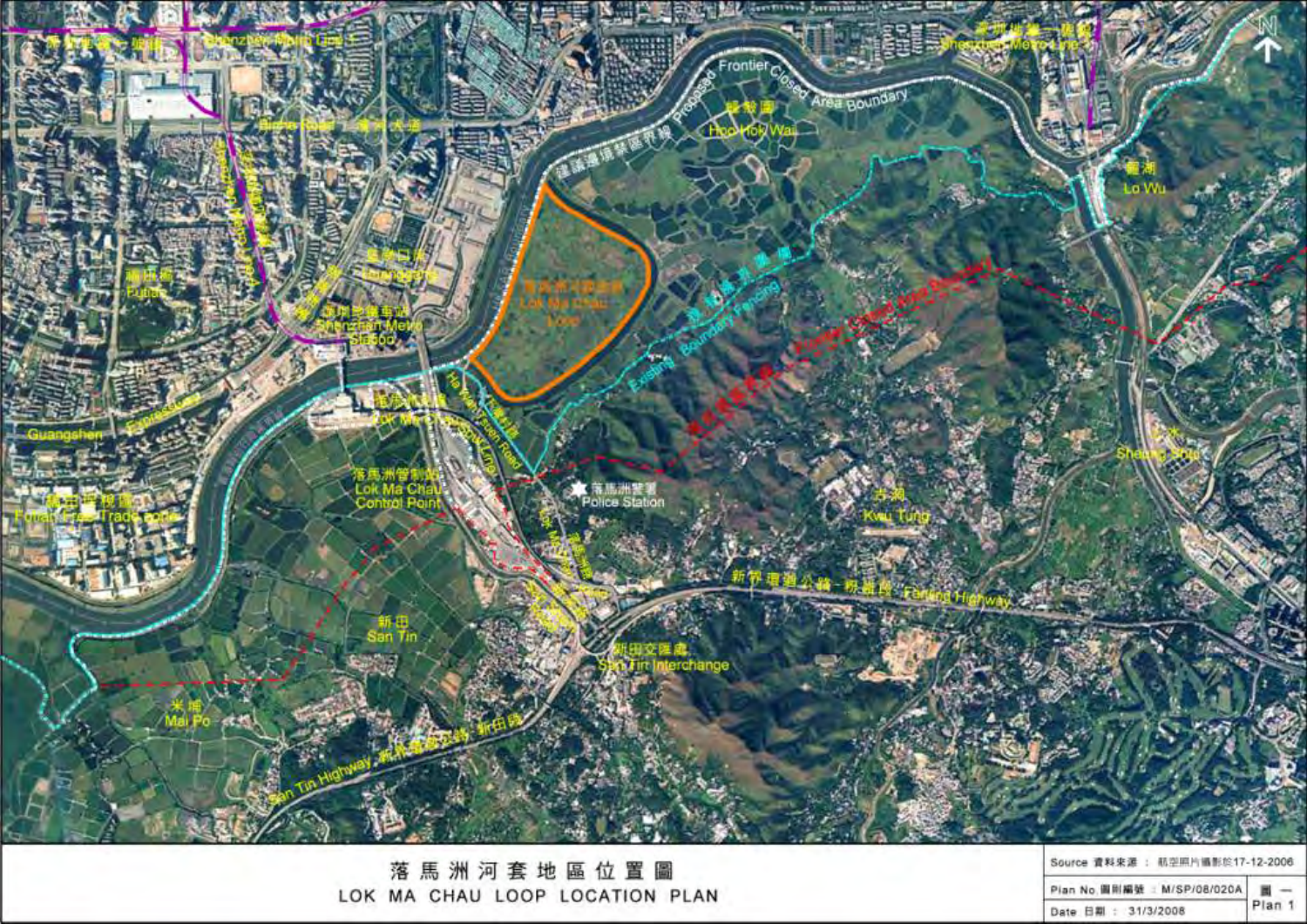# 落馬洲河套地區位置圖

# LOK MA CHAU LOOP LOCATION PLAN

| | |
|---|---|
| Source 資料來源 : 航空照片攝影於17-12-2006 | |
| Plan No. 圖則編號 : M/SP/08/020A | 圖 一 |
| Date 日期 : 31/3/2008 | Plan 1 |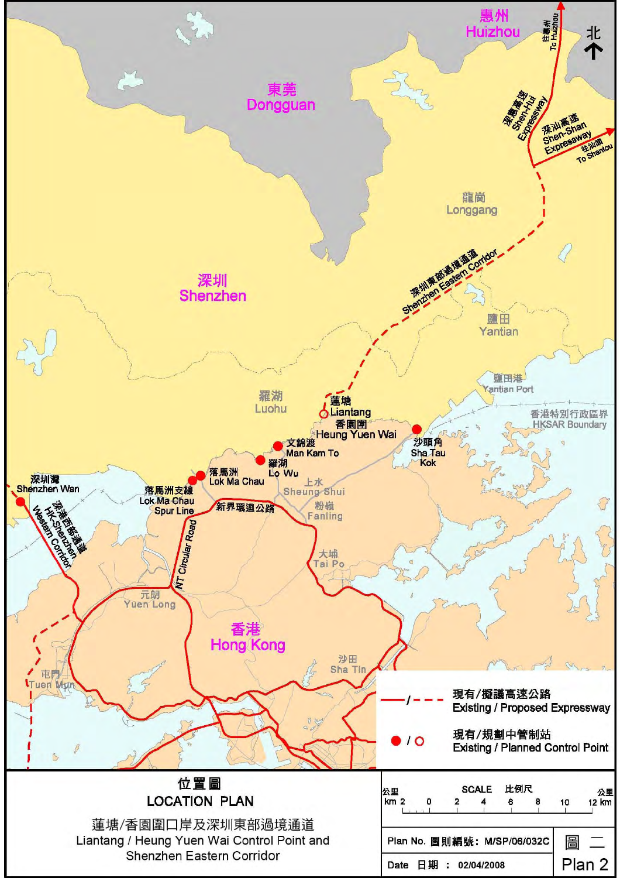惠州
Huizhou

往惠州
To Huizhou

北

東莞
Dongguan

深惠高速
Shen-Hui Expressway

深汕高速
Shen-Shan Expressway

往汕頭
To Shantou

龍崗
Longgang

深圳
Shenzhen

深圳東部過境通道
Shenzhen Eastern Corridor

鹽田
Yantian

鹽田港
Yantian Port

羅湖
Luohu

蓮塘
Liantang

香園圍
Heung Yuen Wai

香港特別行政區界
HKSAR Boundary

沙頭角
Sha Tau Kok

文錦渡
Man Kam To

羅湖
Lo Wu

上水
Sheung Shui

深圳灣
Shenzhen Wan

落馬洲
Lok Ma Chau

落馬洲支線
Lok Ma Chau Spur Line

新界環迴公路

粉嶺
Fanling

深港西部通道
HK-Shenzhen Western Corridor

NT Circular Road

大埔
Tai Po

元朗
Yuen Long

香港
Hong Kong

屯門
Tuen Mun

沙田
Sha Tin

現有/擬議高速公路
Existing / Proposed Expressway

現有/規劃中管制站
Existing / Planned Control Point

位置圖
LOCATION PLAN

蓮塘/香園圍口岸及深圳東部過境通道
Liantang / Heung Yuen Wai Control Point and Shenzhen Eastern Corridor

SCALE 比例尺
公里 km 2 0 2 4 6 8 10 12 公里 km

Plan No. 圖則編號: M/SP/06/032C

Date 日期 : 02/04/2008

圖二
Plan 2